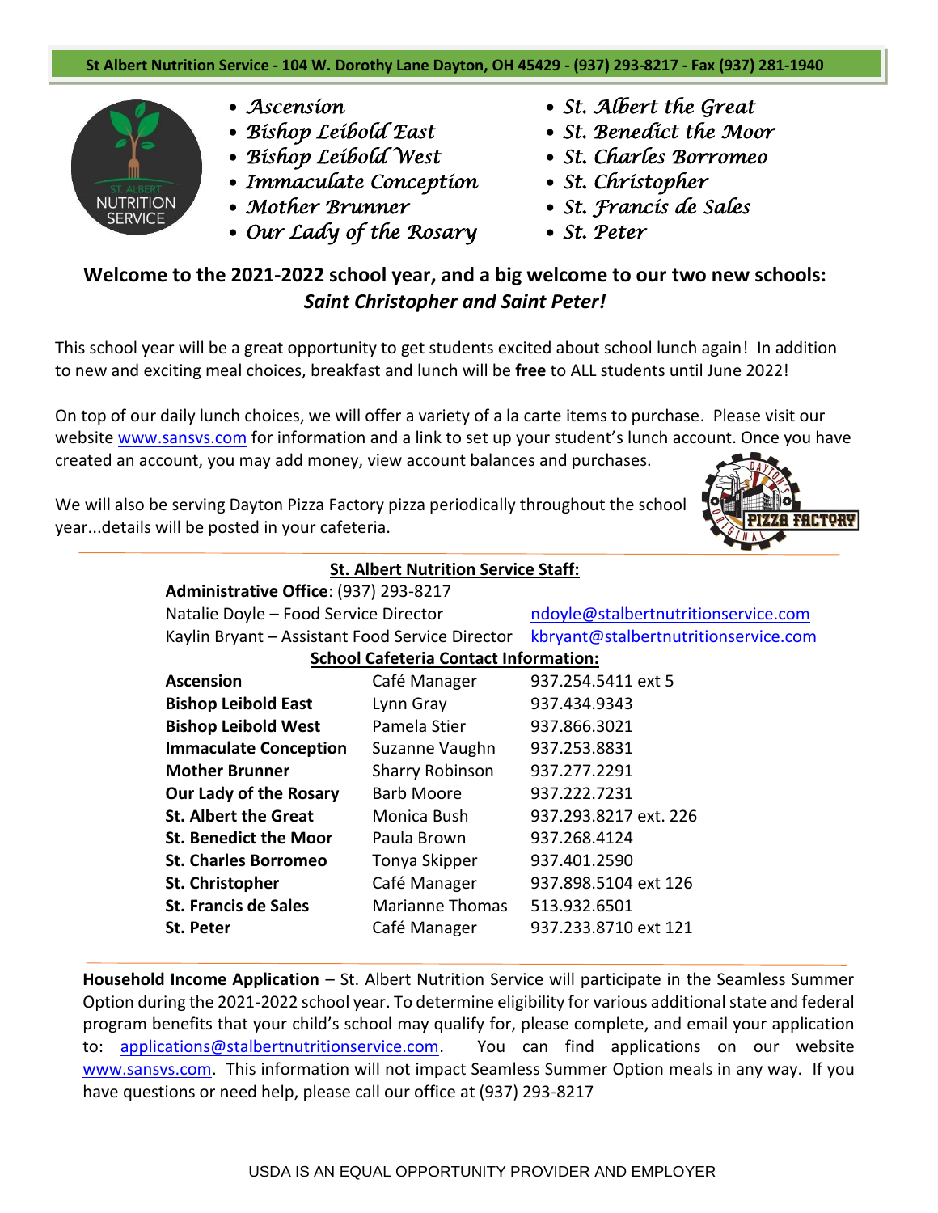**St Albert Nutrition Service - 104 W. Dorothy Lane Dayton, OH 45429 - (937) 293-8217 - Fax (937) 281-1940**

- *Ascension*
- *Bishop Leibold East*
- *Bishop Leibold West*
- *Immaculate Conception*
- *Mother Brunner*
- *Our Lady of the Rosary*
- *St. Albert the Great*
- *St. Benedict the Moor*
- *St. Charles Borromeo*
- *St. Christopher*
- *St. Francis de Sales*
- *St. Peter*

## Welcome to the 2021-2022 school year, and a big welcome to our two new schools: *Saint Christopher and Saint Peter!*

This school year will be a great opportunity to get students excited about school lunch again! In addition to new and exciting meal choices, breakfast and lunch will be **free** to ALL students until June 2022!

On top of our daily lunch choices, we will offer a variety of a la carte items to purchase. Please visit our website www.sansvs.com for information and a link to set up your student's lunch account. Once you have created an account, you may add money, view account balances and purchases.

We will also be serving Dayton Pizza Factory pizza periodically throughout the school year...details will be posted in your cafeteria.

**St. Albert Nutrition Service Staff:**

**Administrative Office**: (937) 293-8217

Natalie Doyle – Food Service Director — ndoyle@stalbertnutritionservice.com

Kaylin Bryant – Assistant Food Service Director — kbryant@stalbertnutritionservice.com

**School Cafeteria Contact Information:**

| School | Contact | Phone |
|---|---|---|
| **Ascension** | Café Manager | 937.254.5411 ext 5 |
| **Bishop Leibold East** | Lynn Gray | 937.434.9343 |
| **Bishop Leibold West** | Pamela Stier | 937.866.3021 |
| **Immaculate Conception** | Suzanne Vaughn | 937.253.8831 |
| **Mother Brunner** | Sharry Robinson | 937.277.2291 |
| **Our Lady of the Rosary** | Barb Moore | 937.222.7231 |
| **St. Albert the Great** | Monica Bush | 937.293.8217 ext. 226 |
| **St. Benedict the Moor** | Paula Brown | 937.268.4124 |
| **St. Charles Borromeo** | Tonya Skipper | 937.401.2590 |
| **St. Christopher** | Café Manager | 937.898.5104 ext 126 |
| **St. Francis de Sales** | Marianne Thomas | 513.932.6501 |
| **St. Peter** | Café Manager | 937.233.8710 ext 121 |

**Household Income Application** – St. Albert Nutrition Service will participate in the Seamless Summer Option during the 2021-2022 school year. To determine eligibility for various additional state and federal program benefits that your child's school may qualify for, please complete, and email your application to: applications@stalbertnutritionservice.com. You can find applications on our website www.sansvs.com. This information will not impact Seamless Summer Option meals in any way. If you have questions or need help, please call our office at (937) 293-8217

USDA IS AN EQUAL OPPORTUNITY PROVIDER AND EMPLOYER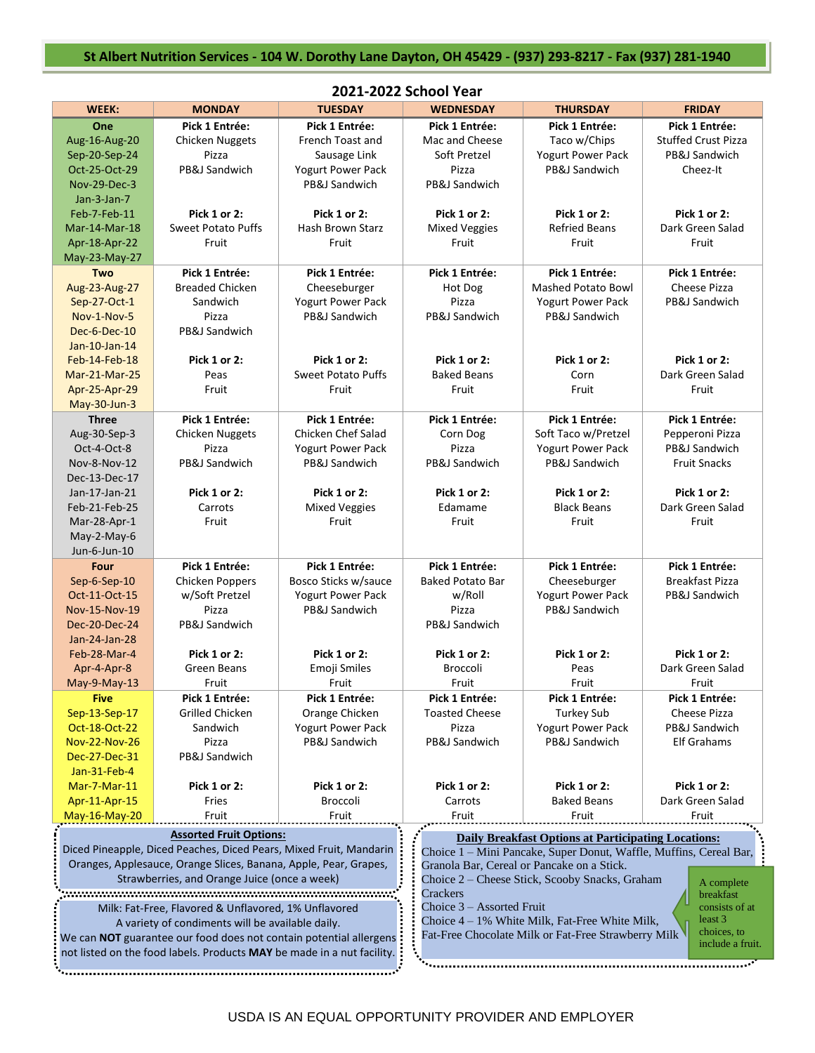**St Albert Nutrition Services - 104 W. Dorothy Lane Dayton, OH 45429 - (937) 293-8217 - Fax (937) 281-1940**

## 2021-2022 School Year

| WEEK: | MONDAY | TUESDAY | WEDNESDAY | THURSDAY | FRIDAY |
|---|---|---|---|---|---|
| **One**<br>Aug-16-Aug-20<br>Sep-20-Sep-24<br>Oct-25-Oct-29<br>Nov-29-Dec-3<br>Jan-3-Jan-7<br>Feb-7-Feb-11<br>Mar-14-Mar-18<br>Apr-18-Apr-22<br>May-23-May-27 | **Pick 1 Entrée:**<br>Chicken Nuggets<br>Pizza<br>PB&J Sandwich<br><br>**Pick 1 or 2:**<br>Sweet Potato Puffs<br>Fruit | **Pick 1 Entrée:**<br>French Toast and Sausage Link<br>Yogurt Power Pack<br>PB&J Sandwich<br><br>**Pick 1 or 2:**<br>Hash Brown Starz<br>Fruit | **Pick 1 Entrée:**<br>Mac and Cheese<br>Soft Pretzel<br>Pizza<br>PB&J Sandwich<br><br>**Pick 1 or 2:**<br>Mixed Veggies<br>Fruit | **Pick 1 Entrée:**<br>Taco w/Chips<br>Yogurt Power Pack<br>PB&J Sandwich<br><br>**Pick 1 or 2:**<br>Refried Beans<br>Fruit | **Pick 1 Entrée:**<br>Stuffed Crust Pizza<br>PB&J Sandwich<br>Cheez-It<br><br>**Pick 1 or 2:**<br>Dark Green Salad<br>Fruit |
| **Two**<br>Aug-23-Aug-27<br>Sep-27-Oct-1<br>Nov-1-Nov-5<br>Dec-6-Dec-10<br>Jan-10-Jan-14<br>Feb-14-Feb-18<br>Mar-21-Mar-25<br>Apr-25-Apr-29<br>May-30-Jun-3 | **Pick 1 Entrée:**<br>Breaded Chicken Sandwich<br>Pizza<br>PB&J Sandwich<br><br>**Pick 1 or 2:**<br>Peas<br>Fruit | **Pick 1 Entrée:**<br>Cheeseburger<br>Yogurt Power Pack<br>PB&J Sandwich<br><br>**Pick 1 or 2:**<br>Sweet Potato Puffs<br>Fruit | **Pick 1 Entrée:**<br>Hot Dog<br>Pizza<br>PB&J Sandwich<br><br>**Pick 1 or 2:**<br>Baked Beans<br>Fruit | **Pick 1 Entrée:**<br>Mashed Potato Bowl<br>Yogurt Power Pack<br>PB&J Sandwich<br><br>**Pick 1 or 2:**<br>Corn<br>Fruit | **Pick 1 Entrée:**<br>Cheese Pizza<br>PB&J Sandwich<br><br>**Pick 1 or 2:**<br>Dark Green Salad<br>Fruit |
| **Three**<br>Aug-30-Sep-3<br>Oct-4-Oct-8<br>Nov-8-Nov-12<br>Dec-13-Dec-17<br>Jan-17-Jan-21<br>Feb-21-Feb-25<br>Mar-28-Apr-1<br>May-2-May-6<br>Jun-6-Jun-10 | **Pick 1 Entrée:**<br>Chicken Nuggets<br>Pizza<br>PB&J Sandwich<br><br>**Pick 1 or 2:**<br>Carrots<br>Fruit | **Pick 1 Entrée:**<br>Chicken Chef Salad<br>Yogurt Power Pack<br>PB&J Sandwich<br><br>**Pick 1 or 2:**<br>Mixed Veggies<br>Fruit | **Pick 1 Entrée:**<br>Corn Dog<br>Pizza<br>PB&J Sandwich<br><br>**Pick 1 or 2:**<br>Edamame<br>Fruit | **Pick 1 Entrée:**<br>Soft Taco w/Pretzel<br>Yogurt Power Pack<br>PB&J Sandwich<br><br>**Pick 1 or 2:**<br>Black Beans<br>Fruit | **Pick 1 Entrée:**<br>Pepperoni Pizza<br>PB&J Sandwich<br>Fruit Snacks<br><br>**Pick 1 or 2:**<br>Dark Green Salad<br>Fruit |
| **Four**<br>Sep-6-Sep-10<br>Oct-11-Oct-15<br>Nov-15-Nov-19<br>Dec-20-Dec-24<br>Jan-24-Jan-28<br>Feb-28-Mar-4<br>Apr-4-Apr-8<br>May-9-May-13 | **Pick 1 Entrée:**<br>Chicken Poppers w/Soft Pretzel<br>Pizza<br>PB&J Sandwich<br><br>**Pick 1 or 2:**<br>Green Beans<br>Fruit | **Pick 1 Entrée:**<br>Bosco Sticks w/sauce<br>Yogurt Power Pack<br>PB&J Sandwich<br><br>**Pick 1 or 2:**<br>Emoji Smiles<br>Fruit | **Pick 1 Entrée:**<br>Baked Potato Bar w/Roll<br>Pizza<br>PB&J Sandwich<br><br>**Pick 1 or 2:**<br>Broccoli<br>Fruit | **Pick 1 Entrée:**<br>Cheeseburger<br>Yogurt Power Pack<br>PB&J Sandwich<br><br>**Pick 1 or 2:**<br>Peas<br>Fruit | **Pick 1 Entrée:**<br>Breakfast Pizza<br>PB&J Sandwich<br><br>**Pick 1 or 2:**<br>Dark Green Salad<br>Fruit |
| **Five**<br>Sep-13-Sep-17<br>Oct-18-Oct-22<br>Nov-22-Nov-26<br>Dec-27-Dec-31<br>Jan-31-Feb-4<br>Mar-7-Mar-11<br>Apr-11-Apr-15<br>May-16-May-20 | **Pick 1 Entrée:**<br>Grilled Chicken Sandwich<br>Pizza<br>PB&J Sandwich<br><br>**Pick 1 or 2:**<br>Fries<br>Fruit | **Pick 1 Entrée:**<br>Orange Chicken<br>Yogurt Power Pack<br>PB&J Sandwich<br><br>**Pick 1 or 2:**<br>Broccoli<br>Fruit | **Pick 1 Entrée:**<br>Toasted Cheese<br>Pizza<br>PB&J Sandwich<br><br>**Pick 1 or 2:**<br>Carrots<br>Fruit | **Pick 1 Entrée:**<br>Turkey Sub<br>Yogurt Power Pack<br>PB&J Sandwich<br><br>**Pick 1 or 2:**<br>Baked Beans<br>Fruit | **Pick 1 Entrée:**<br>Cheese Pizza<br>PB&J Sandwich<br>Elf Grahams<br><br>**Pick 1 or 2:**<br>Dark Green Salad<br>Fruit |

**Assorted Fruit Options:**
Diced Pineapple, Diced Peaches, Diced Pears, Mixed Fruit, Mandarin Oranges, Applesauce, Orange Slices, Banana, Apple, Pear, Grapes, Strawberries, and Orange Juice (once a week)

Milk: Fat-Free, Flavored & Unflavored, 1% Unflavored
A variety of condiments will be available daily.
We can **NOT** guarantee our food does not contain potential allergens not listed on the food labels. Products **MAY** be made in a nut facility.

**Daily Breakfast Options at Participating Locations:**
Choice 1 – Mini Pancake, Super Donut, Waffle, Muffins, Cereal Bar, Granola Bar, Cereal or Pancake on a Stick.
Choice 2 – Cheese Stick, Scooby Snacks, Graham Crackers
Choice 3 – Assorted Fruit
Choice 4 – 1% White Milk, Fat-Free White Milk, Fat-Free Chocolate Milk or Fat-Free Strawberry Milk

A complete breakfast consists of at least 3 choices, to include a fruit.

USDA IS AN EQUAL OPPORTUNITY PROVIDER AND EMPLOYER